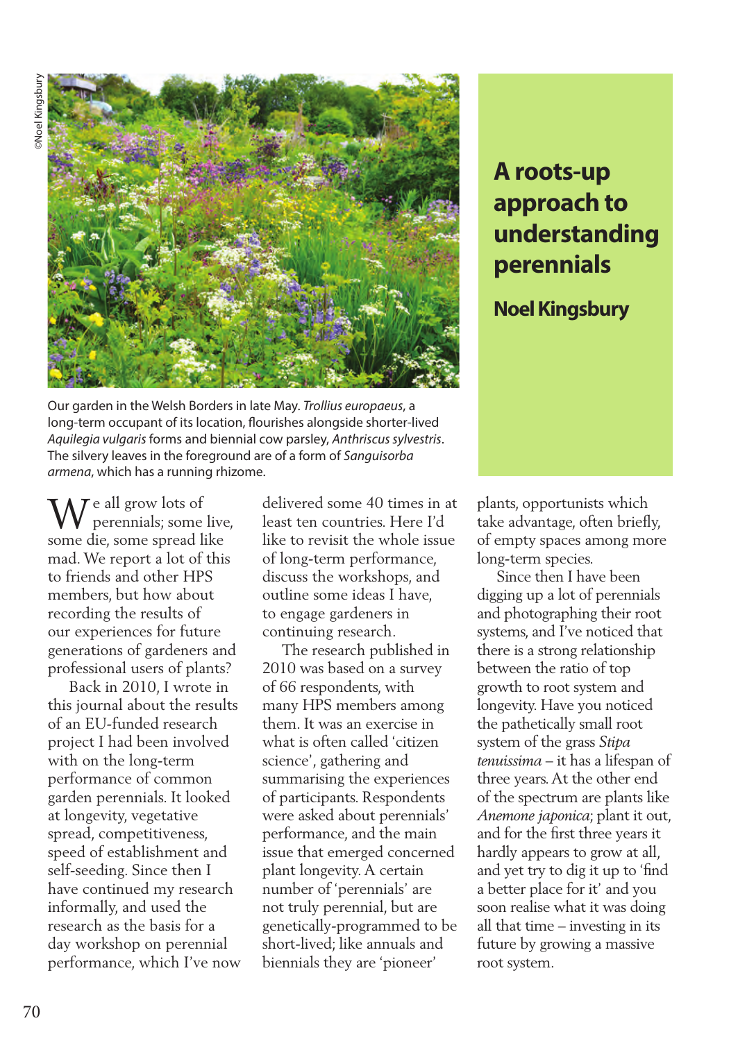# A roots-up approach to understanding perennials

**Noel Kingsbury**

©Noel Kingsbury

Our garden in the Welsh Borders in late May. *Trollius europaeus*, a long-term occupant of its location, flourishes alongside shorter-lived *Aquilegia vulgaris* forms and biennial cow parsley, *Anthriscus sylvestris*. The silvery leaves in the foreground are of a form of *Sanguisorba armena*, which has a running rhizome.

We all grow lots of perennials; some live, some die, some spread like mad. We report a lot of this to friends and other HPS members, but how about recording the results of our experiences for future generations of gardeners and professional users of plants?

Back in 2010, I wrote in this journal about the results of an EU-funded research project I had been involved with on the long-term performance of common garden perennials. It looked at longevity, vegetative spread, competitiveness, speed of establishment and self-seeding. Since then I have continued my research informally, and used the research as the basis for a day workshop on perennial performance, which I've now delivered some 40 times in at least ten countries. Here I'd like to revisit the whole issue of long-term performance, discuss the workshops, and outline some ideas I have, to engage gardeners in continuing research.

The research published in 2010 was based on a survey of 66 respondents, with many HPS members among them. It was an exercise in what is often called 'citizen science', gathering and summarising the experiences of participants. Respondents were asked about perennials' performance, and the main issue that emerged concerned plant longevity. A certain number of 'perennials' are not truly perennial, but are genetically-programmed to be short-lived; like annuals and biennials they are 'pioneer' plants, opportunists which take advantage, often briefly, of empty spaces among more long-term species.

Since then I have been digging up a lot of perennials and photographing their root systems, and I've noticed that there is a strong relationship between the ratio of top growth to root system and longevity. Have you noticed the pathetically small root system of the grass *Stipa tenuissima* – it has a lifespan of three years. At the other end of the spectrum are plants like *Anemone japonica*; plant it out, and for the first three years it hardly appears to grow at all, and yet try to dig it up to 'find a better place for it' and you soon realise what it was doing all that time – investing in its future by growing a massive root system.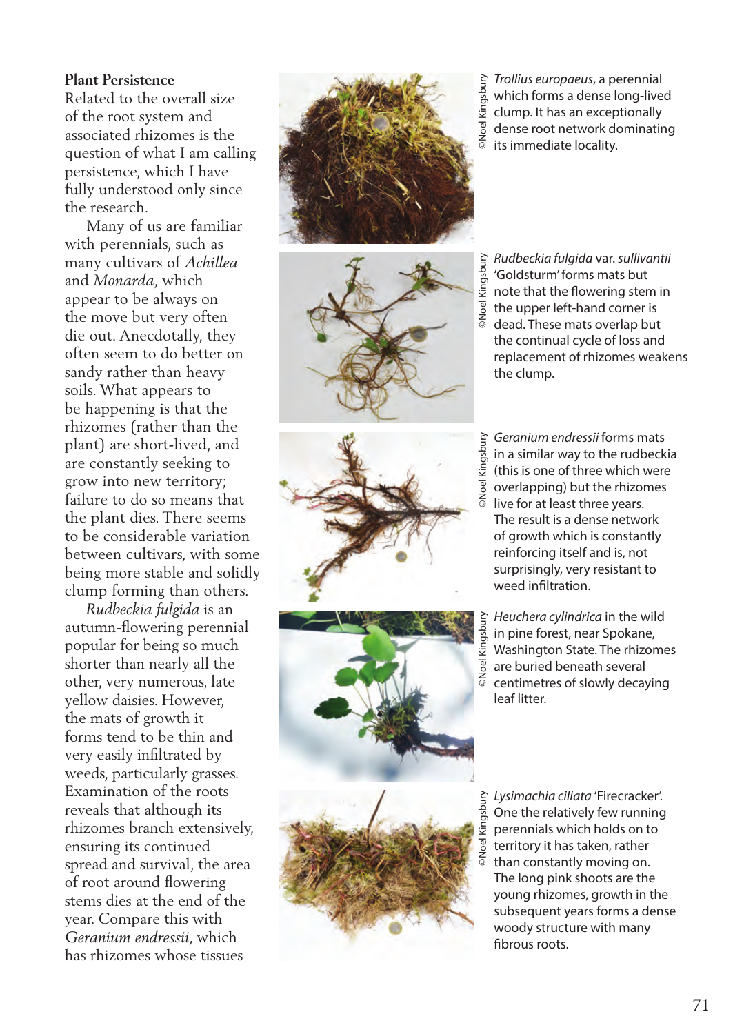## Plant Persistence

Related to the overall size of the root system and associated rhizomes is the question of what I am calling persistence, which I have fully understood only since the research.

Many of us are familiar with perennials, such as many cultivars of *Achillea* and *Monarda*, which appear to be always on the move but very often die out. Anecdotally, they often seem to do better on sandy rather than heavy soils. What appears to be happening is that the rhizomes (rather than the plant) are short-lived, and are constantly seeking to grow into new territory; failure to do so means that the plant dies. There seems to be considerable variation between cultivars, with some being more stable and solidly clump forming than others.

*Rudbeckia fulgida* is an autumn-flowering perennial popular for being so much shorter than nearly all the other, very numerous, late yellow daisies. However, the mats of growth it forms tend to be thin and very easily infiltrated by weeds, particularly grasses. Examination of the roots reveals that although its rhizomes branch extensively, ensuring its continued spread and survival, the area of root around flowering stems dies at the end of the year. Compare this with *Geranium endressii*, which has rhizomes whose tissues

*Trollius europaeus*, a perennial which forms a dense long-lived clump. It has an exceptionally dense root network dominating its immediate locality.

©Noel Kingsbury

*Rudbeckia fulgida* var. *sullivantii* 'Goldsturm' forms mats but note that the flowering stem in the upper left-hand corner is dead. These mats overlap but the continual cycle of loss and replacement of rhizomes weakens the clump.

©Noel Kingsbury

*Geranium endressii* forms mats in a similar way to the rudbeckia (this is one of three which were overlapping) but the rhizomes live for at least three years. The result is a dense network of growth which is constantly reinforcing itself and is, not surprisingly, very resistant to weed infiltration.

©Noel Kingsbury

*Heuchera cylindrica* in the wild in pine forest, near Spokane, Washington State. The rhizomes are buried beneath several centimetres of slowly decaying leaf litter.

©Noel Kingsbury

*Lysimachia ciliata* 'Firecracker'. One the relatively few running perennials which holds on to territory it has taken, rather than constantly moving on. The long pink shoots are the young rhizomes, growth in the subsequent years forms a dense woody structure with many fibrous roots.

©Noel Kingsbury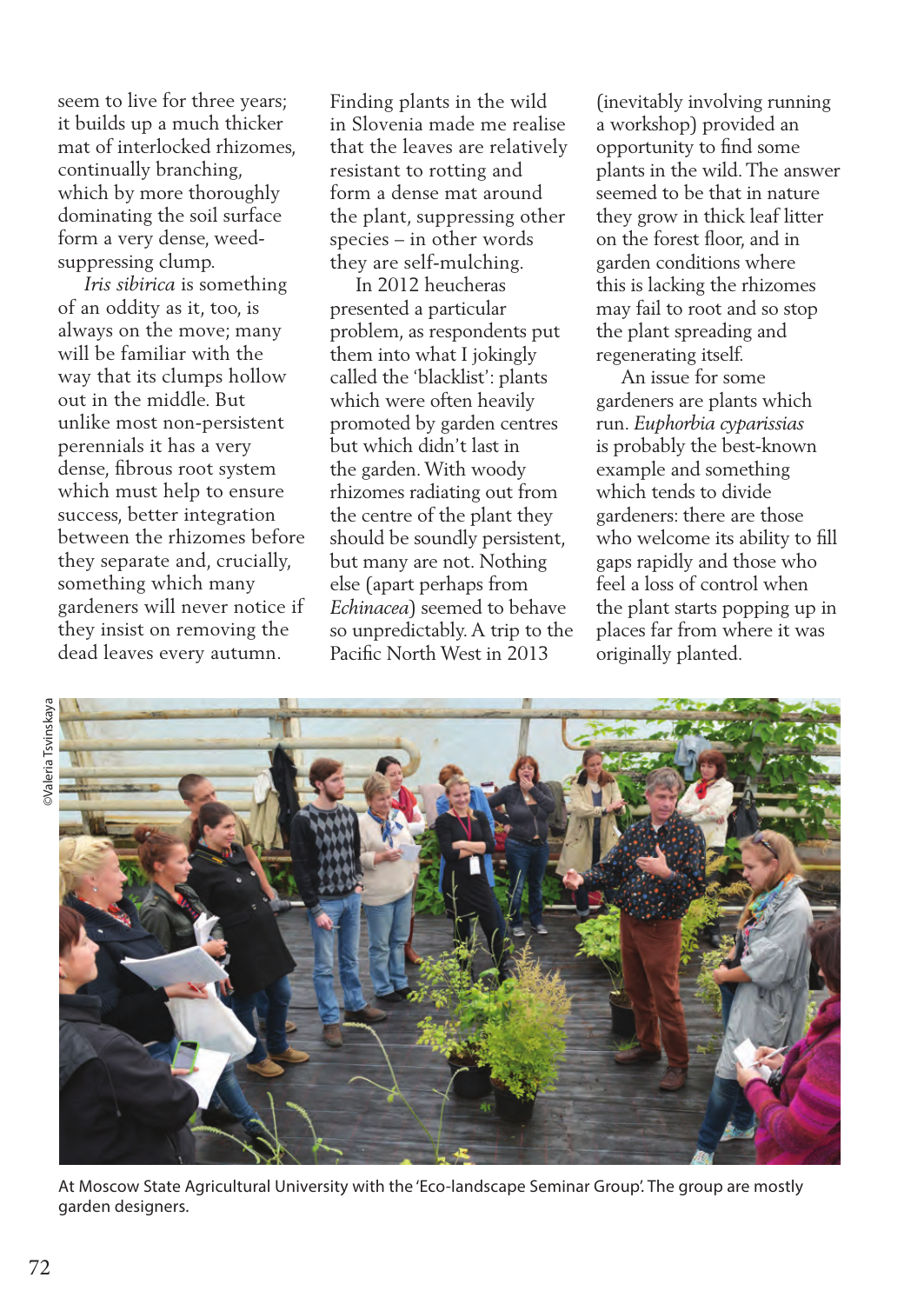seem to live for three years; it builds up a much thicker mat of interlocked rhizomes, continually branching, which by more thoroughly dominating the soil surface form a very dense, weed-suppressing clump.

*Iris sibirica* is something of an oddity as it, too, is always on the move; many will be familiar with the way that its clumps hollow out in the middle. But unlike most non-persistent perennials it has a very dense, fibrous root system which must help to ensure success, better integration between the rhizomes before they separate and, crucially, something which many gardeners will never notice if they insist on removing the dead leaves every autumn. Finding plants in the wild in Slovenia made me realise that the leaves are relatively resistant to rotting and form a dense mat around the plant, suppressing other species – in other words they are self-mulching.

In 2012 heucheras presented a particular problem, as respondents put them into what I jokingly called the 'blacklist': plants which were often heavily promoted by garden centres but which didn't last in the garden. With woody rhizomes radiating out from the centre of the plant they should be soundly persistent, but many are not. Nothing else (apart perhaps from *Echinacea*) seemed to behave so unpredictably. A trip to the Pacific North West in 2013 (inevitably involving running a workshop) provided an opportunity to find some plants in the wild. The answer seemed to be that in nature they grow in thick leaf litter on the forest floor, and in garden conditions where this is lacking the rhizomes may fail to root and so stop the plant spreading and regenerating itself.

An issue for some gardeners are plants which run. *Euphorbia cyparissias* is probably the best-known example and something which tends to divide gardeners: there are those who welcome its ability to fill gaps rapidly and those who feel a loss of control when the plant starts popping up in places far from where it was originally planted.

©Valeria Tsvinskaya

At Moscow State Agricultural University with the 'Eco-landscape Seminar Group'. The group are mostly garden designers.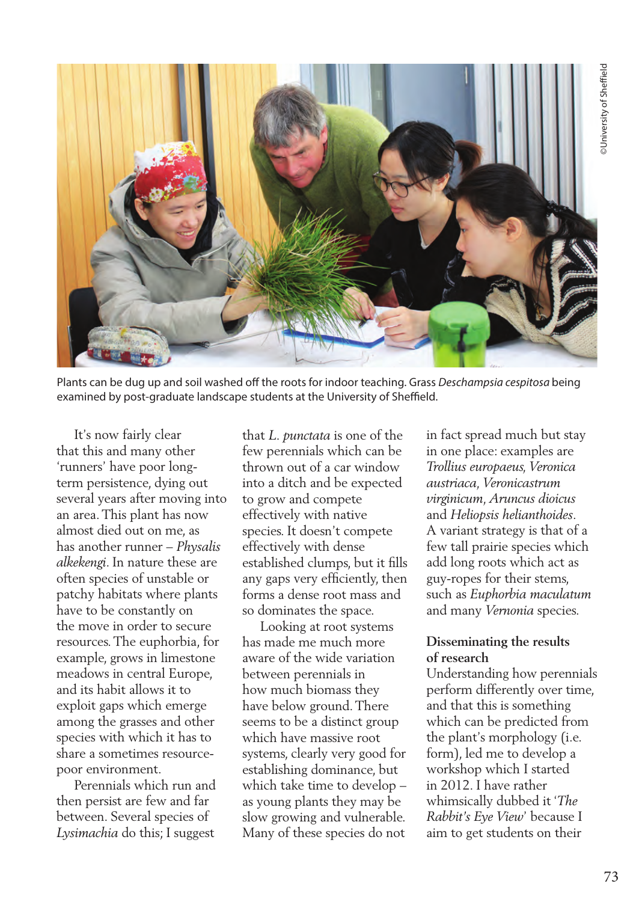Plants can be dug up and soil washed off the roots for indoor teaching. Grass *Deschampsia cespitosa* being examined by post-graduate landscape students at the University of Sheffield.

It's now fairly clear that this and many other 'runners' have poor long-term persistence, dying out several years after moving into an area. This plant has now almost died out on me, as has another runner – *Physalis alkekengi*. In nature these are often species of unstable or patchy habitats where plants have to be constantly on the move in order to secure resources. The euphorbia, for example, grows in limestone meadows in central Europe, and its habit allows it to exploit gaps which emerge among the grasses and other species with which it has to share a sometimes resource-poor environment.

Perennials which run and then persist are few and far between. Several species of *Lysimachia* do this; I suggest that *L. punctata* is one of the few perennials which can be thrown out of a car window into a ditch and be expected to grow and compete effectively with native species. It doesn't compete effectively with dense established clumps, but it fills any gaps very efficiently, then forms a dense root mass and so dominates the space.

Looking at root systems has made me much more aware of the wide variation between perennials in how much biomass they have below ground. There seems to be a distinct group which have massive root systems, clearly very good for establishing dominance, but which take time to develop – as young plants they may be slow growing and vulnerable. Many of these species do not in fact spread much but stay in one place: examples are *Trollius europaeus*, *Veronica austriaca*, *Veronicastrum virginicum*, *Aruncus dioicus* and *Heliopsis helianthoides*. A variant strategy is that of a few tall prairie species which add long roots which act as guy-ropes for their stems, such as *Euphorbia maculatum* and many *Vernonia* species.

## Disseminating the results of research

Understanding how perennials perform differently over time, and that this is something which can be predicted from the plant's morphology (i.e. form), led me to develop a workshop which I started in 2012. I have rather whimsically dubbed it '*The Rabbit's Eye View*' because I aim to get students on their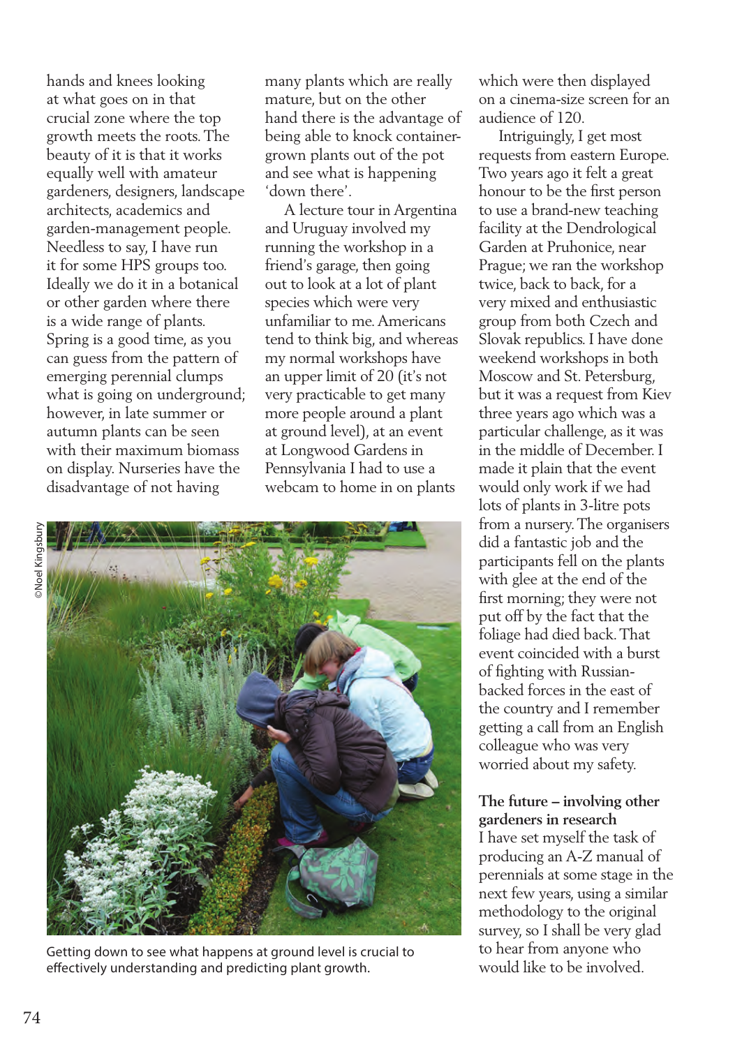hands and knees looking at what goes on in that crucial zone where the top growth meets the roots. The beauty of it is that it works equally well with amateur gardeners, designers, landscape architects, academics and garden-management people. Needless to say, I have run it for some HPS groups too. Ideally we do it in a botanical or other garden where there is a wide range of plants. Spring is a good time, as you can guess from the pattern of emerging perennial clumps what is going on underground; however, in late summer or autumn plants can be seen with their maximum biomass on display. Nurseries have the disadvantage of not having many plants which are really mature, but on the other hand there is the advantage of being able to knock container-grown plants out of the pot and see what is happening 'down there'.

A lecture tour in Argentina and Uruguay involved my running the workshop in a friend's garage, then going out to look at a lot of plant species which were very unfamiliar to me. Americans tend to think big, and whereas my normal workshops have an upper limit of 20 (it's not very practicable to get many more people around a plant at ground level), at an event at Longwood Gardens in Pennsylvania I had to use a webcam to home in on plants which were then displayed on a cinema-size screen for an audience of 120.

Intriguingly, I get most requests from eastern Europe. Two years ago it felt a great honour to be the first person to use a brand-new teaching facility at the Dendrological Garden at Pruhonice, near Prague; we ran the workshop twice, back to back, for a very mixed and enthusiastic group from both Czech and Slovak republics. I have done weekend workshops in both Moscow and St. Petersburg, but it was a request from Kiev three years ago which was a particular challenge, as it was in the middle of December. I made it plain that the event would only work if we had lots of plants in 3-litre pots from a nursery. The organisers did a fantastic job and the participants fell on the plants with glee at the end of the first morning; they were not put off by the fact that the foliage had died back. That event coincided with a burst of fighting with Russian-backed forces in the east of the country and I remember getting a call from an English colleague who was very worried about my safety.

©Noel Kingsbury

Getting down to see what happens at ground level is crucial to effectively understanding and predicting plant growth.

### The future – involving other gardeners in research

I have set myself the task of producing an A-Z manual of perennials at some stage in the next few years, using a similar methodology to the original survey, so I shall be very glad to hear from anyone who would like to be involved.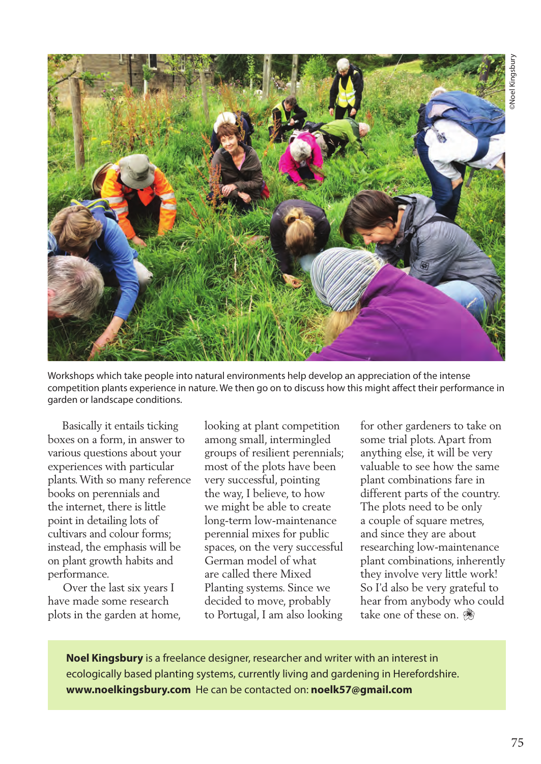©Noel Kingsbury

Workshops which take people into natural environments help develop an appreciation of the intense competition plants experience in nature. We then go on to discuss how this might affect their performance in garden or landscape conditions.

Basically it entails ticking boxes on a form, in answer to various questions about your experiences with particular plants. With so many reference books on perennials and the internet, there is little point in detailing lots of cultivars and colour forms; instead, the emphasis will be on plant growth habits and performance.

Over the last six years I have made some research plots in the garden at home, looking at plant competition among small, intermingled groups of resilient perennials; most of the plots have been very successful, pointing the way, I believe, to how we might be able to create long-term low-maintenance perennial mixes for public spaces, on the very successful German model of what are called there Mixed Planting systems. Since we decided to move, probably to Portugal, I am also looking for other gardeners to take on some trial plots. Apart from anything else, it will be very valuable to see how the same plant combinations fare in different parts of the country. The plots need to be only a couple of square metres, and since they are about researching low-maintenance plant combinations, inherently they involve very little work! So I'd also be very grateful to hear from anybody who could take one of these on.

**Noel Kingsbury** is a freelance designer, researcher and writer with an interest in ecologically based planting systems, currently living and gardening in Herefordshire. **www.noelkingsbury.com** He can be contacted on: **noelk57@gmail.com**